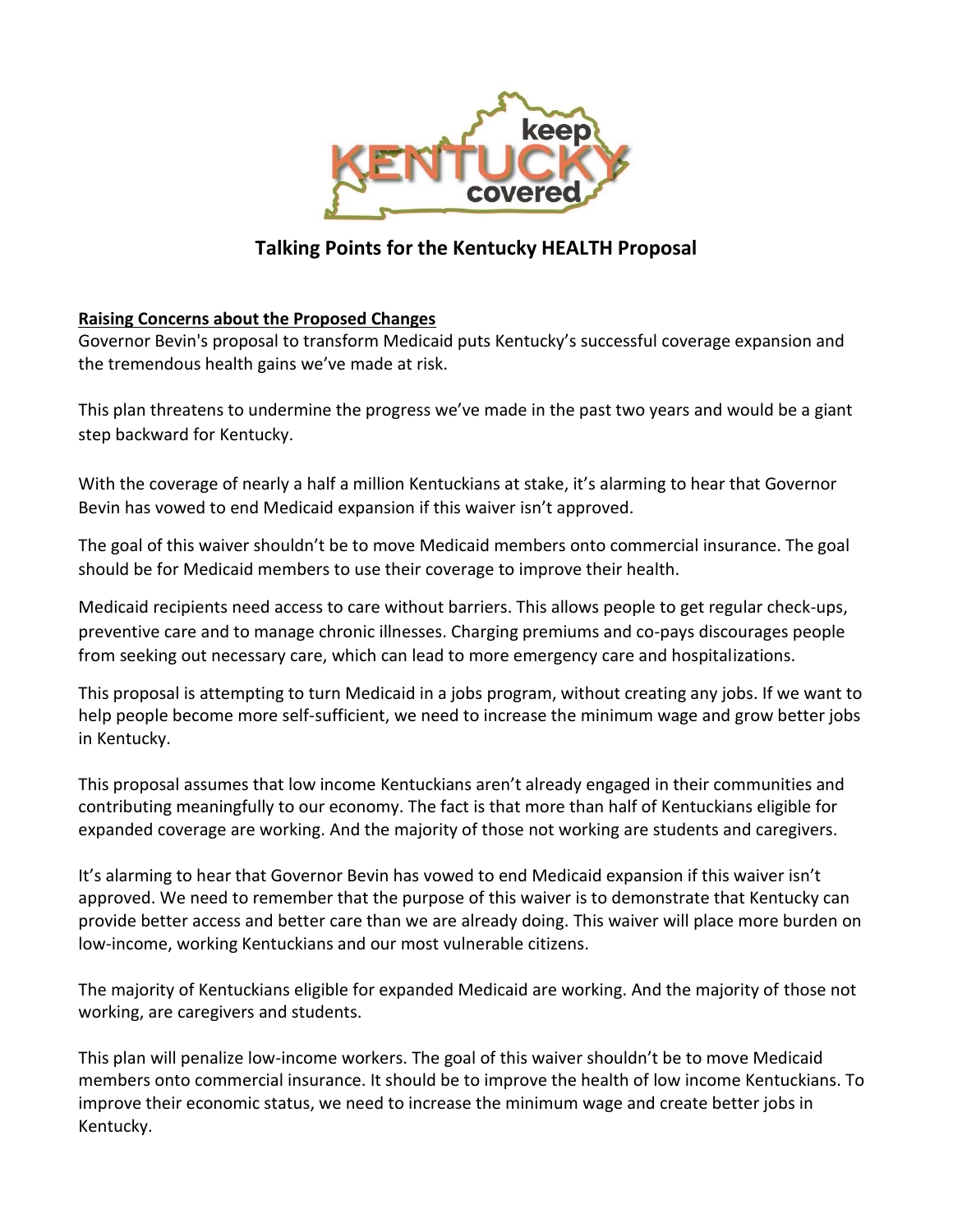keep KENTUCKY covered

## Talking Points for the Kentucky HEALTH Proposal

**Raising Concerns about the Proposed Changes**

Governor Bevin's proposal to transform Medicaid puts Kentucky's successful coverage expansion and the tremendous health gains we've made at risk.

This plan threatens to undermine the progress we've made in the past two years and would be a giant step backward for Kentucky.

With the coverage of nearly a half a million Kentuckians at stake, it's alarming to hear that Governor Bevin has vowed to end Medicaid expansion if this waiver isn't approved.

The goal of this waiver shouldn't be to move Medicaid members onto commercial insurance. The goal should be for Medicaid members to use their coverage to improve their health.

Medicaid recipients need access to care without barriers. This allows people to get regular check-ups, preventive care and to manage chronic illnesses. Charging premiums and co-pays discourages people from seeking out necessary care, which can lead to more emergency care and hospitalizations.

This proposal is attempting to turn Medicaid in a jobs program, without creating any jobs. If we want to help people become more self-sufficient, we need to increase the minimum wage and grow better jobs in Kentucky.

This proposal assumes that low income Kentuckians aren't already engaged in their communities and contributing meaningfully to our economy. The fact is that more than half of Kentuckians eligible for expanded coverage are working. And the majority of those not working are students and caregivers.

It's alarming to hear that Governor Bevin has vowed to end Medicaid expansion if this waiver isn't approved. We need to remember that the purpose of this waiver is to demonstrate that Kentucky can provide better access and better care than we are already doing. This waiver will place more burden on low-income, working Kentuckians and our most vulnerable citizens.

The majority of Kentuckians eligible for expanded Medicaid are working. And the majority of those not working, are caregivers and students.

This plan will penalize low-income workers. The goal of this waiver shouldn't be to move Medicaid members onto commercial insurance. It should be to improve the health of low income Kentuckians. To improve their economic status, we need to increase the minimum wage and create better jobs in Kentucky.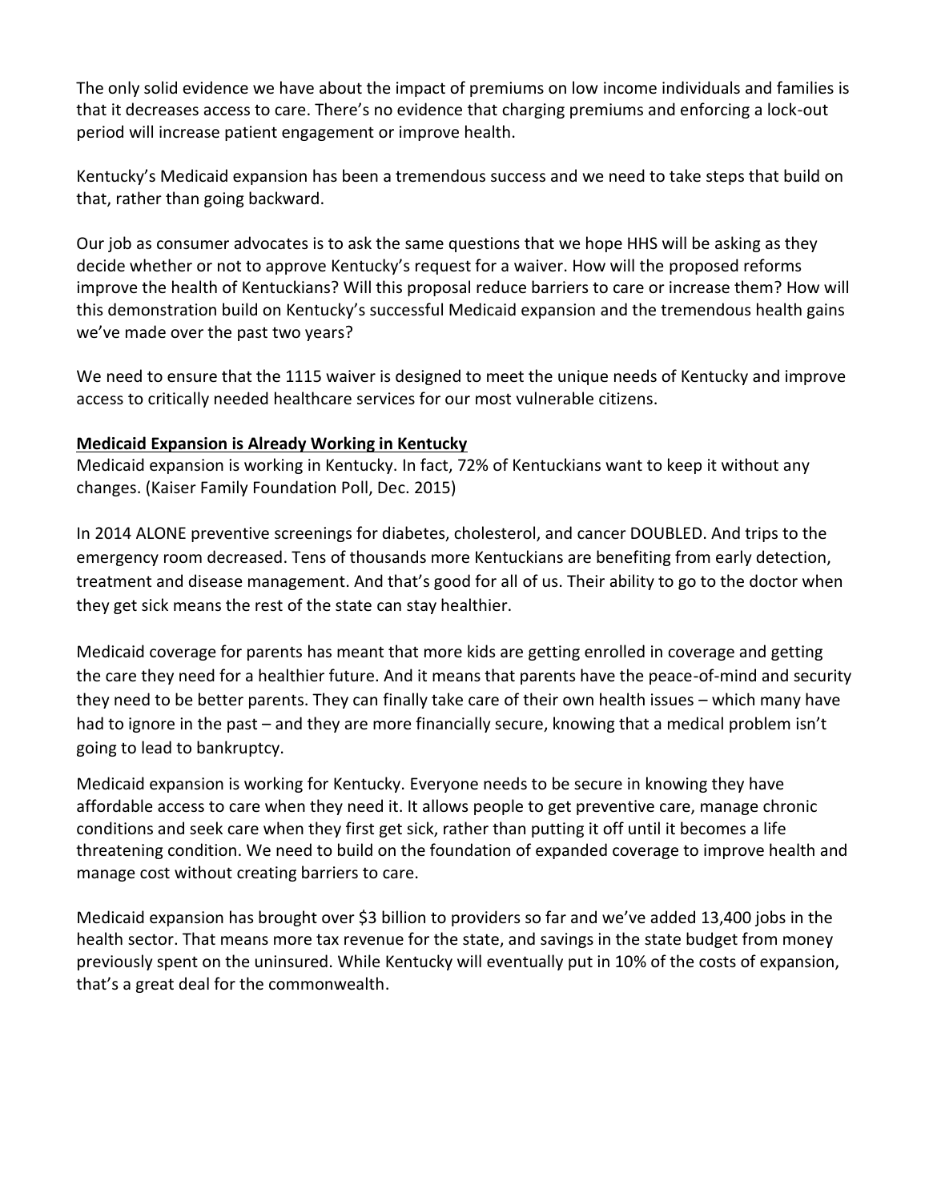The only solid evidence we have about the impact of premiums on low income individuals and families is that it decreases access to care. There's no evidence that charging premiums and enforcing a lock-out period will increase patient engagement or improve health.

Kentucky's Medicaid expansion has been a tremendous success and we need to take steps that build on that, rather than going backward.

Our job as consumer advocates is to ask the same questions that we hope HHS will be asking as they decide whether or not to approve Kentucky's request for a waiver. How will the proposed reforms improve the health of Kentuckians? Will this proposal reduce barriers to care or increase them? How will this demonstration build on Kentucky's successful Medicaid expansion and the tremendous health gains we've made over the past two years?

We need to ensure that the 1115 waiver is designed to meet the unique needs of Kentucky and improve access to critically needed healthcare services for our most vulnerable citizens.

**Medicaid Expansion is Already Working in Kentucky**

Medicaid expansion is working in Kentucky. In fact, 72% of Kentuckians want to keep it without any changes. (Kaiser Family Foundation Poll, Dec. 2015)

In 2014 ALONE preventive screenings for diabetes, cholesterol, and cancer DOUBLED. And trips to the emergency room decreased. Tens of thousands more Kentuckians are benefiting from early detection, treatment and disease management. And that's good for all of us. Their ability to go to the doctor when they get sick means the rest of the state can stay healthier.

Medicaid coverage for parents has meant that more kids are getting enrolled in coverage and getting the care they need for a healthier future. And it means that parents have the peace-of-mind and security they need to be better parents. They can finally take care of their own health issues – which many have had to ignore in the past – and they are more financially secure, knowing that a medical problem isn't going to lead to bankruptcy.

Medicaid expansion is working for Kentucky. Everyone needs to be secure in knowing they have affordable access to care when they need it. It allows people to get preventive care, manage chronic conditions and seek care when they first get sick, rather than putting it off until it becomes a life threatening condition. We need to build on the foundation of expanded coverage to improve health and manage cost without creating barriers to care.

Medicaid expansion has brought over $3 billion to providers so far and we've added 13,400 jobs in the health sector. That means more tax revenue for the state, and savings in the state budget from money previously spent on the uninsured. While Kentucky will eventually put in 10% of the costs of expansion, that's a great deal for the commonwealth.